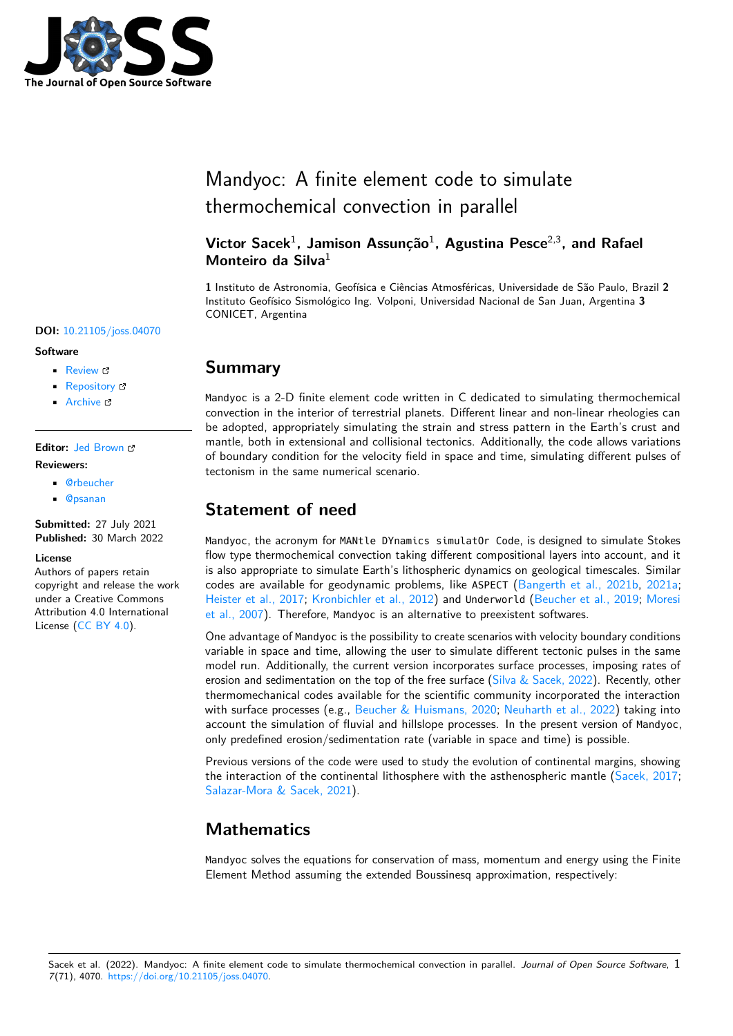# Mandyoc: A finite element code to simulate thermochemical convection in parallel

**Victor Sacek[1], Jamison Assunção[1], Agustina Pesce[2,3], and Rafael Monteiro da Silva[1]**

**1** Instituto de Astronomia, Geofísica e Ciências Atmosféricas, Universidade de São Paulo, Brazil **2** Instituto Geofísico Sismológico Ing. Volponi, Universidad Nacional de San Juan, Argentina **3** CONICET, Argentina

**DOI:** 10.21105/joss.04070

**Software**

- Review
- Repository
- Archive

**Editor:** Jed Brown

**Reviewers:**

- @rbeucher
- @psanan

**Submitted:** 27 July 2021
**Published:** 30 March 2022

**License**
Authors of papers retain copyright and release the work under a Creative Commons Attribution 4.0 International License (CC BY 4.0).

## Summary

`Mandyoc` is a 2-D finite element code written in C dedicated to simulating thermochemical convection in the interior of terrestrial planets. Different linear and non-linear rheologies can be adopted, appropriately simulating the strain and stress pattern in the Earth's crust and mantle, both in extensional and collisional tectonics. Additionally, the code allows variations of boundary condition for the velocity field in space and time, simulating different pulses of tectonism in the same numerical scenario.

## Statement of need

`Mandyoc`, the acronym for `MANtle DYnamics simulatOr Code`, is designed to simulate Stokes flow type thermochemical convection taking different compositional layers into account, and it is also appropriate to simulate Earth's lithospheric dynamics on geological timescales. Similar codes are available for geodynamic problems, like `ASPECT` (Bangerth et al., 2021b, 2021a; Heister et al., 2017; Kronbichler et al., 2012) and `Underworld` (Beucher et al., 2019; Moresi et al., 2007). Therefore, `Mandyoc` is an alternative to preexistent softwares.

One advantage of `Mandyoc` is the possibility to create scenarios with velocity boundary conditions variable in space and time, allowing the user to simulate different tectonic pulses in the same model run. Additionally, the current version incorporates surface processes, imposing rates of erosion and sedimentation on the top of the free surface (Silva & Sacek, 2022). Recently, other thermomechanical codes available for the scientific community incorporated the interaction with surface processes (e.g., Beucher & Huismans, 2020; Neuharth et al., 2022) taking into account the simulation of fluvial and hillslope processes. In the present version of `Mandyoc`, only predefined erosion/sedimentation rate (variable in space and time) is possible.

Previous versions of the code were used to study the evolution of continental margins, showing the interaction of the continental lithosphere with the asthenospheric mantle (Sacek, 2017; Salazar-Mora & Sacek, 2021).

## Mathematics

`Mandyoc` solves the equations for conservation of mass, momentum and energy using the Finite Element Method assuming the extended Boussinesq approximation, respectively: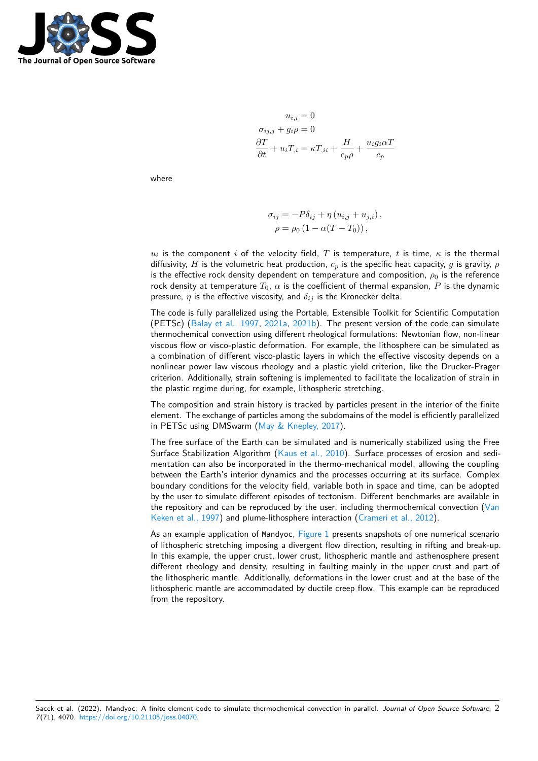$$
\begin{aligned}
u_{i,i} &= 0 \\
\sigma_{ij,j} + g_i \rho &= 0 \\
\frac{\partial T}{\partial t} + u_i T_{,i} &= \kappa T_{,ii} + \frac{H}{c_p \rho} + \frac{u_i g_i \alpha T}{c_p}
\end{aligned}
$$

where

$$
\begin{aligned}
\sigma_{ij} &= -P\delta_{ij} + \eta \left(u_{i,j} + u_{j,i}\right), \\
\rho &= \rho_0 \left(1 - \alpha(T - T_0)\right),
\end{aligned}
$$

$u_i$ is the component $i$ of the velocity field, $T$ is temperature, $t$ is time, $\kappa$ is the thermal diffusivity, $H$ is the volumetric heat production, $c_p$ is the specific heat capacity, $g$ is gravity, $\rho$ is the effective rock density dependent on temperature and composition, $\rho_0$ is the reference rock density at temperature $T_0$, $\alpha$ is the coefficient of thermal expansion, $P$ is the dynamic pressure, $\eta$ is the effective viscosity, and $\delta_{ij}$ is the Kronecker delta.

The code is fully parallelized using the Portable, Extensible Toolkit for Scientific Computation (PETSc) (Balay et al., 1997, 2021a, 2021b). The present version of the code can simulate thermochemical convection using different rheological formulations: Newtonian flow, non-linear viscous flow or visco-plastic deformation. For example, the lithosphere can be simulated as a combination of different visco-plastic layers in which the effective viscosity depends on a nonlinear power law viscous rheology and a plastic yield criterion, like the Drucker-Prager criterion. Additionally, strain softening is implemented to facilitate the localization of strain in the plastic regime during, for example, lithospheric stretching.

The composition and strain history is tracked by particles present in the interior of the finite element. The exchange of particles among the subdomains of the model is efficiently parallelized in PETSc using DMSwarm (May & Knepley, 2017).

The free surface of the Earth can be simulated and is numerically stabilized using the Free Surface Stabilization Algorithm (Kaus et al., 2010). Surface processes of erosion and sedimentation can also be incorporated in the thermo-mechanical model, allowing the coupling between the Earth's interior dynamics and the processes occurring at its surface. Complex boundary conditions for the velocity field, variable both in space and time, can be adopted by the user to simulate different episodes of tectonism. Different benchmarks are available in the repository and can be reproduced by the user, including thermochemical convection (Van Keken et al., 1997) and plume-lithosphere interaction (Crameri et al., 2012).

As an example application of `Mandyoc`, Figure 1 presents snapshots of one numerical scenario of lithospheric stretching imposing a divergent flow direction, resulting in rifting and break-up. In this example, the upper crust, lower crust, lithospheric mantle and asthenosphere present different rheology and density, resulting in faulting mainly in the upper crust and part of the lithospheric mantle. Additionally, deformations in the lower crust and at the base of the lithospheric mantle are accommodated by ductile creep flow. This example can be reproduced from the repository.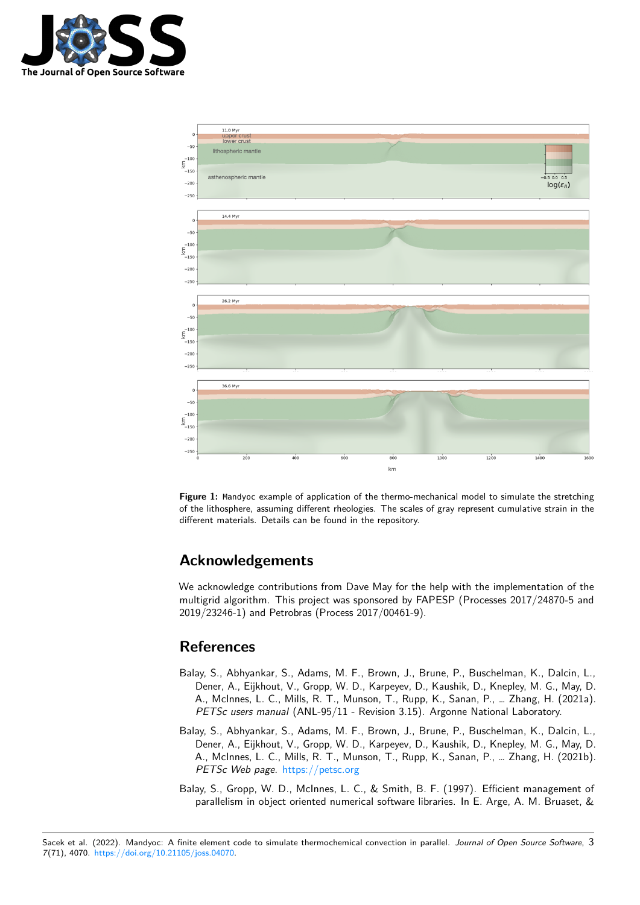**Figure 1:** Mandyoc example of application of the thermo-mechanical model to simulate the stretching of the lithosphere, assuming different rheologies. The scales of gray represent cumulative strain in the different materials. Details can be found in the repository.

## Acknowledgements

We acknowledge contributions from Dave May for the help with the implementation of the multigrid algorithm. This project was sponsored by FAPESP (Processes 2017/24870-5 and 2019/23246-1) and Petrobras (Process 2017/00461-9).

## References

Balay, S., Abhyankar, S., Adams, M. F., Brown, J., Brune, P., Buschelman, K., Dalcin, L., Dener, A., Eijkhout, V., Gropp, W. D., Karpeyev, D., Kaushik, D., Knepley, M. G., May, D. A., McInnes, L. C., Mills, R. T., Munson, T., Rupp, K., Sanan, P., … Zhang, H. (2021a). *PETSc users manual* (ANL-95/11 - Revision 3.15). Argonne National Laboratory.

Balay, S., Abhyankar, S., Adams, M. F., Brown, J., Brune, P., Buschelman, K., Dalcin, L., Dener, A., Eijkhout, V., Gropp, W. D., Karpeyev, D., Kaushik, D., Knepley, M. G., May, D. A., McInnes, L. C., Mills, R. T., Munson, T., Rupp, K., Sanan, P., … Zhang, H. (2021b). *PETSc Web page*. https://petsc.org

Balay, S., Gropp, W. D., McInnes, L. C., & Smith, B. F. (1997). Efficient management of parallelism in object oriented numerical software libraries. In E. Arge, A. M. Bruaset, &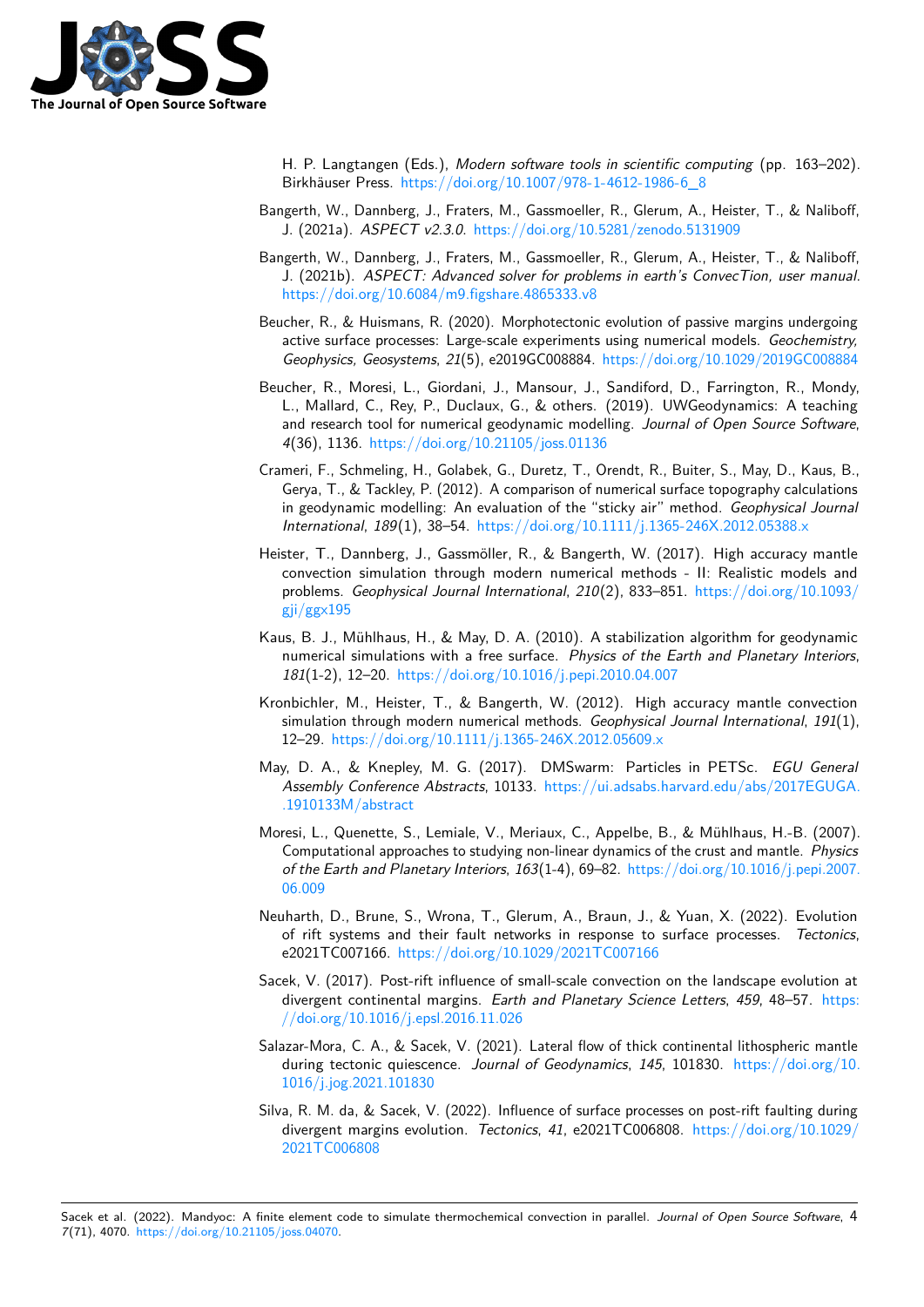H. P. Langtangen (Eds.), *Modern software tools in scientific computing* (pp. 163–202). Birkhäuser Press. https://doi.org/10.1007/978-1-4612-1986-6_8

Bangerth, W., Dannberg, J., Fraters, M., Gassmoeller, R., Glerum, A., Heister, T., & Naliboff, J. (2021a). *ASPECT v2.3.0*. https://doi.org/10.5281/zenodo.5131909

Bangerth, W., Dannberg, J., Fraters, M., Gassmoeller, R., Glerum, A., Heister, T., & Naliboff, J. (2021b). *ASPECT: Advanced solver for problems in earth's ConvecTion, user manual*. https://doi.org/10.6084/m9.figshare.4865333.v8

Beucher, R., & Huismans, R. (2020). Morphotectonic evolution of passive margins undergoing active surface processes: Large-scale experiments using numerical models. *Geochemistry, Geophysics, Geosystems*, *21*(5), e2019GC008884. https://doi.org/10.1029/2019GC008884

Beucher, R., Moresi, L., Giordani, J., Mansour, J., Sandiford, D., Farrington, R., Mondy, L., Mallard, C., Rey, P., Duclaux, G., & others. (2019). UWGeodynamics: A teaching and research tool for numerical geodynamic modelling. *Journal of Open Source Software*, *4*(36), 1136. https://doi.org/10.21105/joss.01136

Crameri, F., Schmeling, H., Golabek, G., Duretz, T., Orendt, R., Buiter, S., May, D., Kaus, B., Gerya, T., & Tackley, P. (2012). A comparison of numerical surface topography calculations in geodynamic modelling: An evaluation of the "sticky air" method. *Geophysical Journal International*, *189*(1), 38–54. https://doi.org/10.1111/j.1365-246X.2012.05388.x

Heister, T., Dannberg, J., Gassmöller, R., & Bangerth, W. (2017). High accuracy mantle convection simulation through modern numerical methods - II: Realistic models and problems. *Geophysical Journal International*, *210*(2), 833–851. https://doi.org/10.1093/gji/ggx195

Kaus, B. J., Mühlhaus, H., & May, D. A. (2010). A stabilization algorithm for geodynamic numerical simulations with a free surface. *Physics of the Earth and Planetary Interiors*, *181*(1-2), 12–20. https://doi.org/10.1016/j.pepi.2010.04.007

Kronbichler, M., Heister, T., & Bangerth, W. (2012). High accuracy mantle convection simulation through modern numerical methods. *Geophysical Journal International*, *191*(1), 12–29. https://doi.org/10.1111/j.1365-246X.2012.05609.x

May, D. A., & Knepley, M. G. (2017). DMSwarm: Particles in PETSc. *EGU General Assembly Conference Abstracts*, 10133. https://ui.adsabs.harvard.edu/abs/2017EGUGA..1910133M/abstract

Moresi, L., Quenette, S., Lemiale, V., Meriaux, C., Appelbe, B., & Mühlhaus, H.-B. (2007). Computational approaches to studying non-linear dynamics of the crust and mantle. *Physics of the Earth and Planetary Interiors*, *163*(1-4), 69–82. https://doi.org/10.1016/j.pepi.2007.06.009

Neuharth, D., Brune, S., Wrona, T., Glerum, A., Braun, J., & Yuan, X. (2022). Evolution of rift systems and their fault networks in response to surface processes. *Tectonics*, e2021TC007166. https://doi.org/10.1029/2021TC007166

Sacek, V. (2017). Post-rift influence of small-scale convection on the landscape evolution at divergent continental margins. *Earth and Planetary Science Letters*, *459*, 48–57. https://doi.org/10.1016/j.epsl.2016.11.026

Salazar-Mora, C. A., & Sacek, V. (2021). Lateral flow of thick continental lithospheric mantle during tectonic quiescence. *Journal of Geodynamics*, *145*, 101830. https://doi.org/10.1016/j.jog.2021.101830

Silva, R. M. da, & Sacek, V. (2022). Influence of surface processes on post-rift faulting during divergent margins evolution. *Tectonics*, *41*, e2021TC006808. https://doi.org/10.1029/2021TC006808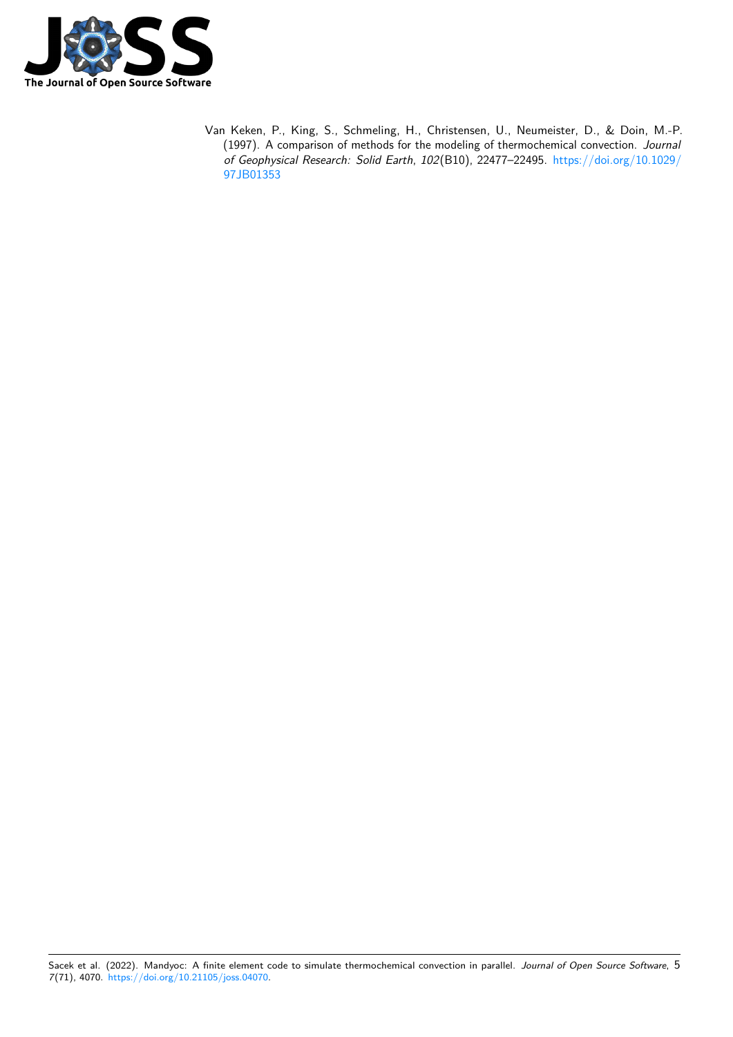Van Keken, P., King, S., Schmeling, H., Christensen, U., Neumeister, D., & Doin, M.-P. (1997). A comparison of methods for the modeling of thermochemical convection. *Journal of Geophysical Research: Solid Earth*, *102*(B10), 22477–22495. https://doi.org/10.1029/97JB01353